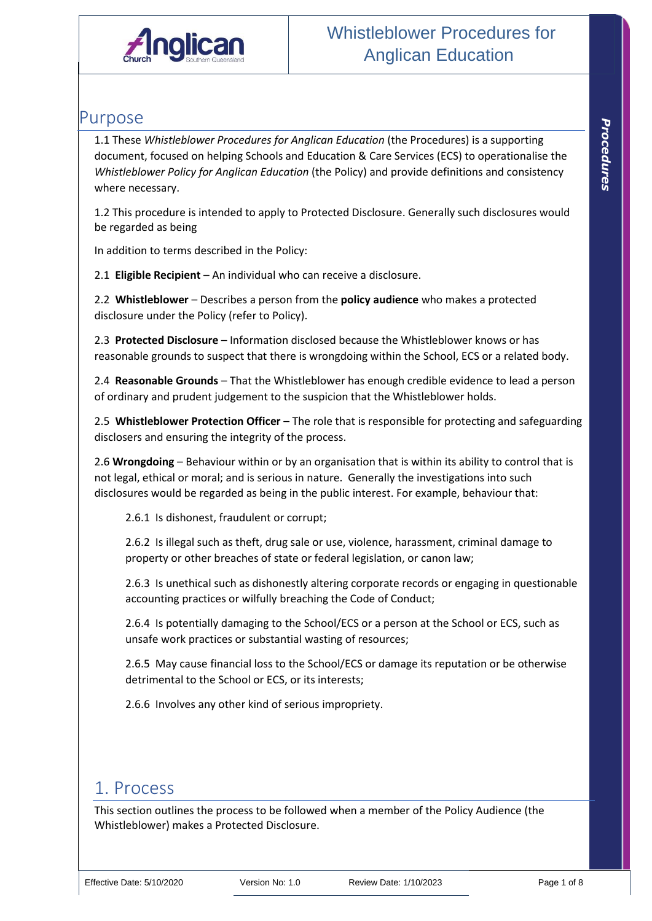# Whistleblower Procedures for Anglican Education

## Purpose

1.1 These *Whistleblower Procedures for Anglican Education* (the Procedures) is a supporting document, focused on helping Schools and Education & Care Services (ECS) to operationalise the *Whistleblower Policy for Anglican Education* (the Policy) and provide definitions and consistency where necessary.

1.2 This procedure is intended to apply to Protected Disclosure. Generally such disclosures would be regarded as being

In addition to terms described in the Policy:

2.1 **Eligible Recipient** – An individual who can receive a disclosure.

2.2 **Whistleblower** – Describes a person from the **policy audience** who makes a protected disclosure under the Policy (refer to Policy).

2.3 **Protected Disclosure** – Information disclosed because the Whistleblower knows or has reasonable grounds to suspect that there is wrongdoing within the School, ECS or a related body.

2.4 **Reasonable Grounds** – That the Whistleblower has enough credible evidence to lead a person of ordinary and prudent judgement to the suspicion that the Whistleblower holds.

2.5 **Whistleblower Protection Officer** – The role that is responsible for protecting and safeguarding disclosers and ensuring the integrity of the process.

2.6 **Wrongdoing** – Behaviour within or by an organisation that is within its ability to control that is not legal, ethical or moral; and is serious in nature. Generally the investigations into such disclosures would be regarded as being in the public interest. For example, behaviour that:

> 2.6.1 Is dishonest, fraudulent or corrupt;
>
> 2.6.2 Is illegal such as theft, drug sale or use, violence, harassment, criminal damage to property or other breaches of state or federal legislation, or canon law;
>
> 2.6.3 Is unethical such as dishonestly altering corporate records or engaging in questionable accounting practices or wilfully breaching the Code of Conduct;
>
> 2.6.4 Is potentially damaging to the School/ECS or a person at the School or ECS, such as unsafe work practices or substantial wasting of resources;
>
> 2.6.5 May cause financial loss to the School/ECS or damage its reputation or be otherwise detrimental to the School or ECS, or its interests;
>
> 2.6.6 Involves any other kind of serious impropriety.

## 1. Process

This section outlines the process to be followed when a member of the Policy Audience (the Whistleblower) makes a Protected Disclosure.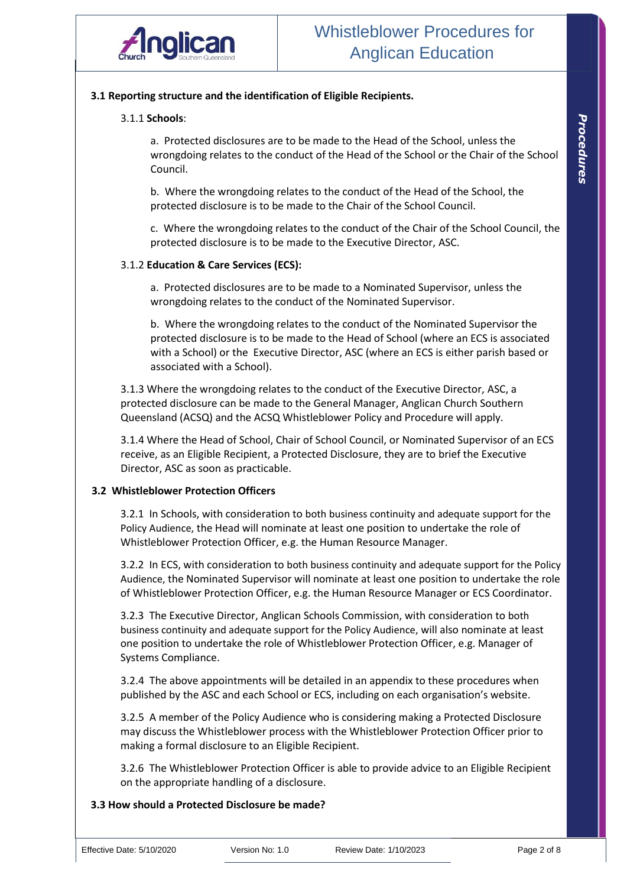### 3.1 Reporting structure and the identification of Eligible Recipients.

3.1.1 **Schools**:

a. Protected disclosures are to be made to the Head of the School, unless the wrongdoing relates to the conduct of the Head of the School or the Chair of the School Council.

b. Where the wrongdoing relates to the conduct of the Head of the School, the protected disclosure is to be made to the Chair of the School Council.

c. Where the wrongdoing relates to the conduct of the Chair of the School Council, the protected disclosure is to be made to the Executive Director, ASC.

3.1.2 **Education & Care Services (ECS):**

a. Protected disclosures are to be made to a Nominated Supervisor, unless the wrongdoing relates to the conduct of the Nominated Supervisor.

b. Where the wrongdoing relates to the conduct of the Nominated Supervisor the protected disclosure is to be made to the Head of School (where an ECS is associated with a School) or the Executive Director, ASC (where an ECS is either parish based or associated with a School).

3.1.3 Where the wrongdoing relates to the conduct of the Executive Director, ASC, a protected disclosure can be made to the General Manager, Anglican Church Southern Queensland (ACSQ) and the ACSQ Whistleblower Policy and Procedure will apply.

3.1.4 Where the Head of School, Chair of School Council, or Nominated Supervisor of an ECS receive, as an Eligible Recipient, a Protected Disclosure, they are to brief the Executive Director, ASC as soon as practicable.

### 3.2 Whistleblower Protection Officers

3.2.1 In Schools, with consideration to both business continuity and adequate support for the Policy Audience, the Head will nominate at least one position to undertake the role of Whistleblower Protection Officer, e.g. the Human Resource Manager.

3.2.2 In ECS, with consideration to both business continuity and adequate support for the Policy Audience, the Nominated Supervisor will nominate at least one position to undertake the role of Whistleblower Protection Officer, e.g. the Human Resource Manager or ECS Coordinator.

3.2.3 The Executive Director, Anglican Schools Commission, with consideration to both business continuity and adequate support for the Policy Audience, will also nominate at least one position to undertake the role of Whistleblower Protection Officer, e.g. Manager of Systems Compliance.

3.2.4 The above appointments will be detailed in an appendix to these procedures when published by the ASC and each School or ECS, including on each organisation's website.

3.2.5 A member of the Policy Audience who is considering making a Protected Disclosure may discuss the Whistleblower process with the Whistleblower Protection Officer prior to making a formal disclosure to an Eligible Recipient.

3.2.6 The Whistleblower Protection Officer is able to provide advice to an Eligible Recipient on the appropriate handling of a disclosure.

### 3.3 How should a Protected Disclosure be made?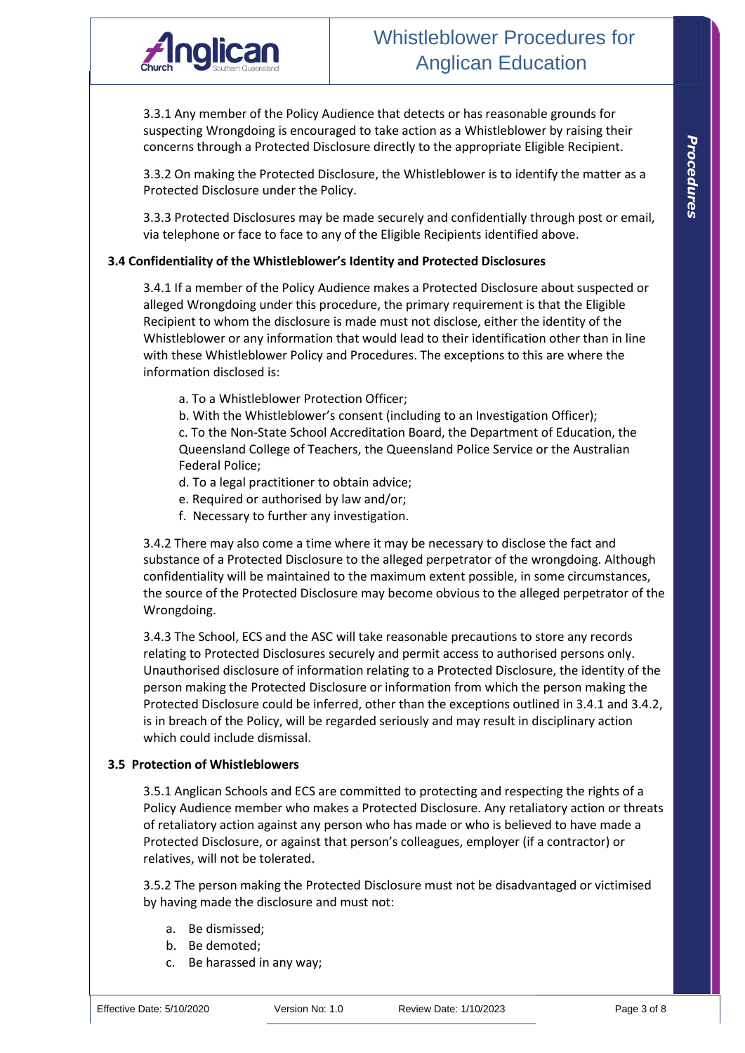3.3.1 Any member of the Policy Audience that detects or has reasonable grounds for suspecting Wrongdoing is encouraged to take action as a Whistleblower by raising their concerns through a Protected Disclosure directly to the appropriate Eligible Recipient.

3.3.2 On making the Protected Disclosure, the Whistleblower is to identify the matter as a Protected Disclosure under the Policy.

3.3.3 Protected Disclosures may be made securely and confidentially through post or email, via telephone or face to face to any of the Eligible Recipients identified above.

### 3.4 Confidentiality of the Whistleblower's Identity and Protected Disclosures

3.4.1 If a member of the Policy Audience makes a Protected Disclosure about suspected or alleged Wrongdoing under this procedure, the primary requirement is that the Eligible Recipient to whom the disclosure is made must not disclose, either the identity of the Whistleblower or any information that would lead to their identification other than in line with these Whistleblower Policy and Procedures. The exceptions to this are where the information disclosed is:

a. To a Whistleblower Protection Officer;
b. With the Whistleblower's consent (including to an Investigation Officer);
c. To the Non-State School Accreditation Board, the Department of Education, the Queensland College of Teachers, the Queensland Police Service or the Australian Federal Police;
d. To a legal practitioner to obtain advice;
e. Required or authorised by law and/or;
f. Necessary to further any investigation.

3.4.2 There may also come a time where it may be necessary to disclose the fact and substance of a Protected Disclosure to the alleged perpetrator of the wrongdoing. Although confidentiality will be maintained to the maximum extent possible, in some circumstances, the source of the Protected Disclosure may become obvious to the alleged perpetrator of the Wrongdoing.

3.4.3 The School, ECS and the ASC will take reasonable precautions to store any records relating to Protected Disclosures securely and permit access to authorised persons only. Unauthorised disclosure of information relating to a Protected Disclosure, the identity of the person making the Protected Disclosure or information from which the person making the Protected Disclosure could be inferred, other than the exceptions outlined in 3.4.1 and 3.4.2, is in breach of the Policy, will be regarded seriously and may result in disciplinary action which could include dismissal.

### 3.5 Protection of Whistleblowers

3.5.1 Anglican Schools and ECS are committed to protecting and respecting the rights of a Policy Audience member who makes a Protected Disclosure. Any retaliatory action or threats of retaliatory action against any person who has made or who is believed to have made a Protected Disclosure, or against that person's colleagues, employer (if a contractor) or relatives, will not be tolerated.

3.5.2 The person making the Protected Disclosure must not be disadvantaged or victimised by having made the disclosure and must not:

a. Be dismissed;
b. Be demoted;
c. Be harassed in any way;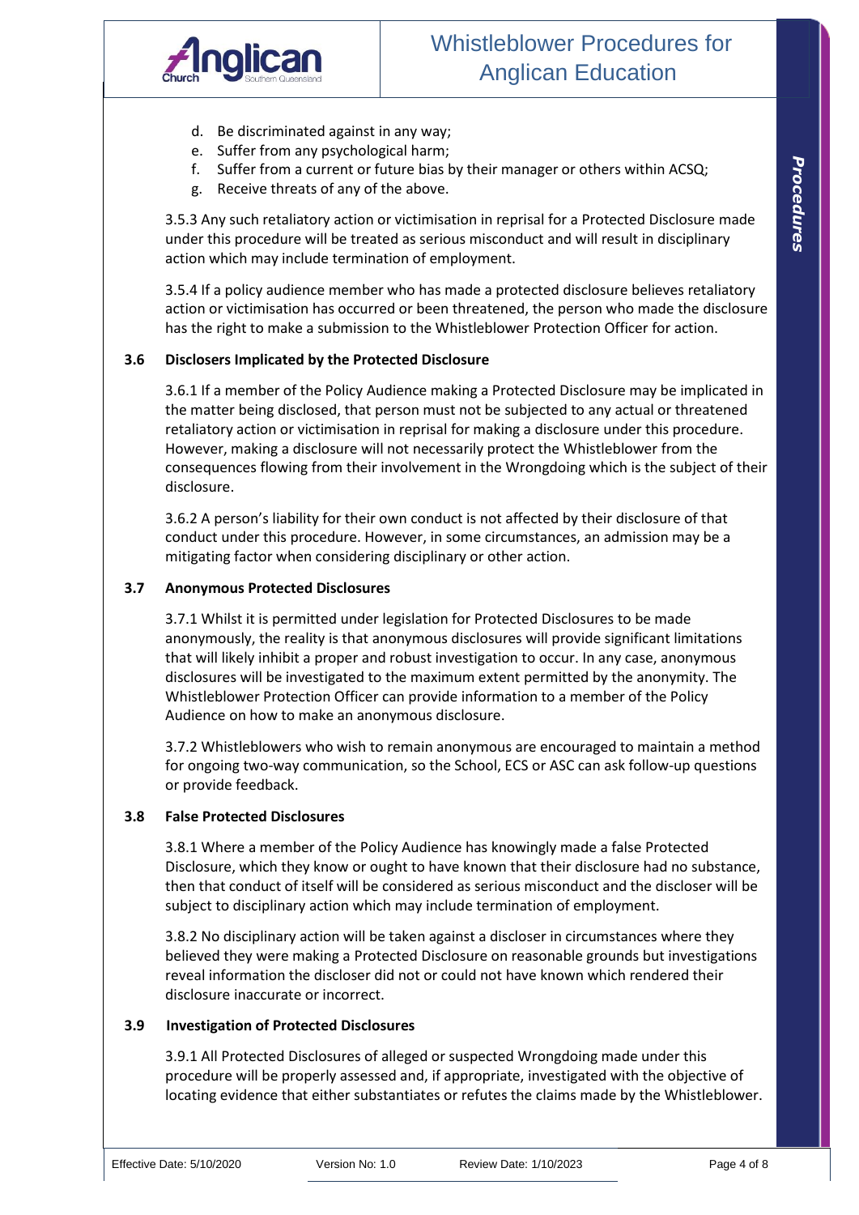d. Be discriminated against in any way;
e. Suffer from any psychological harm;
f. Suffer from a current or future bias by their manager or others within ACSQ;
g. Receive threats of any of the above.

3.5.3 Any such retaliatory action or victimisation in reprisal for a Protected Disclosure made under this procedure will be treated as serious misconduct and will result in disciplinary action which may include termination of employment.

3.5.4 If a policy audience member who has made a protected disclosure believes retaliatory action or victimisation has occurred or been threatened, the person who made the disclosure has the right to make a submission to the Whistleblower Protection Officer for action.

### 3.6 Disclosers Implicated by the Protected Disclosure

3.6.1 If a member of the Policy Audience making a Protected Disclosure may be implicated in the matter being disclosed, that person must not be subjected to any actual or threatened retaliatory action or victimisation in reprisal for making a disclosure under this procedure. However, making a disclosure will not necessarily protect the Whistleblower from the consequences flowing from their involvement in the Wrongdoing which is the subject of their disclosure.

3.6.2 A person's liability for their own conduct is not affected by their disclosure of that conduct under this procedure. However, in some circumstances, an admission may be a mitigating factor when considering disciplinary or other action.

### 3.7 Anonymous Protected Disclosures

3.7.1 Whilst it is permitted under legislation for Protected Disclosures to be made anonymously, the reality is that anonymous disclosures will provide significant limitations that will likely inhibit a proper and robust investigation to occur. In any case, anonymous disclosures will be investigated to the maximum extent permitted by the anonymity. The Whistleblower Protection Officer can provide information to a member of the Policy Audience on how to make an anonymous disclosure.

3.7.2 Whistleblowers who wish to remain anonymous are encouraged to maintain a method for ongoing two-way communication, so the School, ECS or ASC can ask follow-up questions or provide feedback.

### 3.8 False Protected Disclosures

3.8.1 Where a member of the Policy Audience has knowingly made a false Protected Disclosure, which they know or ought to have known that their disclosure had no substance, then that conduct of itself will be considered as serious misconduct and the discloser will be subject to disciplinary action which may include termination of employment.

3.8.2 No disciplinary action will be taken against a discloser in circumstances where they believed they were making a Protected Disclosure on reasonable grounds but investigations reveal information the discloser did not or could not have known which rendered their disclosure inaccurate or incorrect.

### 3.9 Investigation of Protected Disclosures

3.9.1 All Protected Disclosures of alleged or suspected Wrongdoing made under this procedure will be properly assessed and, if appropriate, investigated with the objective of locating evidence that either substantiates or refutes the claims made by the Whistleblower.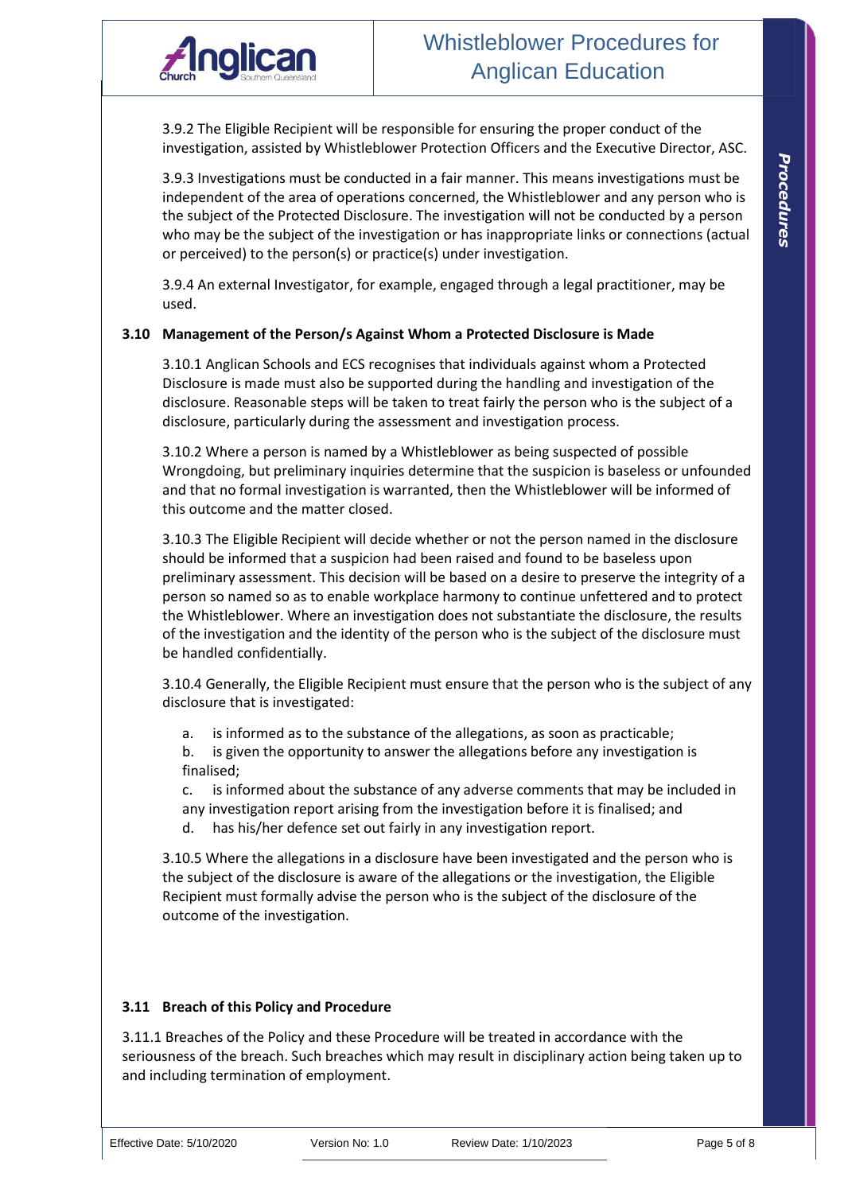3.9.2 The Eligible Recipient will be responsible for ensuring the proper conduct of the investigation, assisted by Whistleblower Protection Officers and the Executive Director, ASC.

3.9.3 Investigations must be conducted in a fair manner. This means investigations must be independent of the area of operations concerned, the Whistleblower and any person who is the subject of the Protected Disclosure. The investigation will not be conducted by a person who may be the subject of the investigation or has inappropriate links or connections (actual or perceived) to the person(s) or practice(s) under investigation.

3.9.4 An external Investigator, for example, engaged through a legal practitioner, may be used.

### 3.10 Management of the Person/s Against Whom a Protected Disclosure is Made

3.10.1 Anglican Schools and ECS recognises that individuals against whom a Protected Disclosure is made must also be supported during the handling and investigation of the disclosure. Reasonable steps will be taken to treat fairly the person who is the subject of a disclosure, particularly during the assessment and investigation process.

3.10.2 Where a person is named by a Whistleblower as being suspected of possible Wrongdoing, but preliminary inquiries determine that the suspicion is baseless or unfounded and that no formal investigation is warranted, then the Whistleblower will be informed of this outcome and the matter closed.

3.10.3 The Eligible Recipient will decide whether or not the person named in the disclosure should be informed that a suspicion had been raised and found to be baseless upon preliminary assessment. This decision will be based on a desire to preserve the integrity of a person so named so as to enable workplace harmony to continue unfettered and to protect the Whistleblower. Where an investigation does not substantiate the disclosure, the results of the investigation and the identity of the person who is the subject of the disclosure must be handled confidentially.

3.10.4 Generally, the Eligible Recipient must ensure that the person who is the subject of any disclosure that is investigated:

a. is informed as to the substance of the allegations, as soon as practicable;
b. is given the opportunity to answer the allegations before any investigation is finalised;
c. is informed about the substance of any adverse comments that may be included in any investigation report arising from the investigation before it is finalised; and
d. has his/her defence set out fairly in any investigation report.

3.10.5 Where the allegations in a disclosure have been investigated and the person who is the subject of the disclosure is aware of the allegations or the investigation, the Eligible Recipient must formally advise the person who is the subject of the disclosure of the outcome of the investigation.

### 3.11 Breach of this Policy and Procedure

3.11.1 Breaches of the Policy and these Procedure will be treated in accordance with the seriousness of the breach. Such breaches which may result in disciplinary action being taken up to and including termination of employment.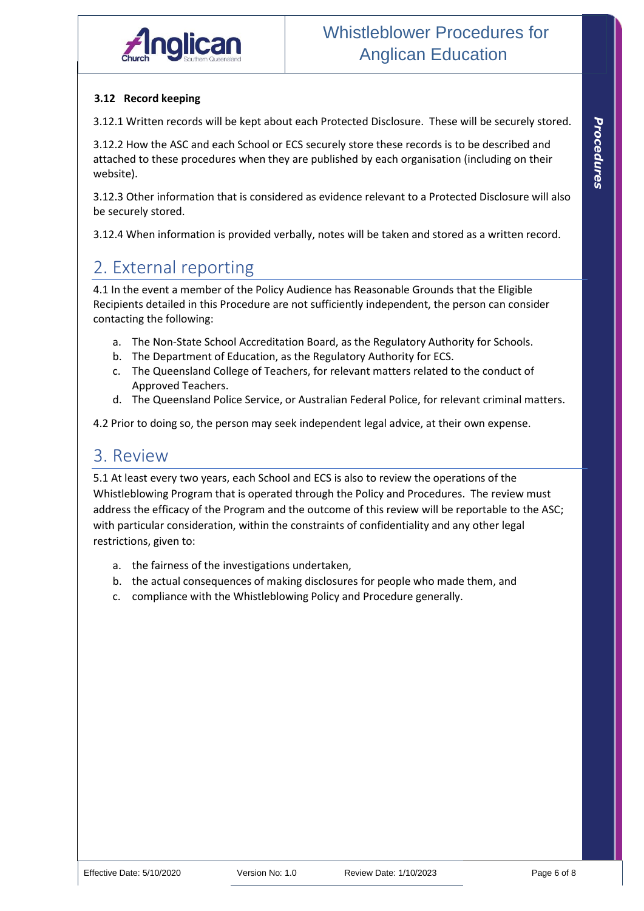### 3.12 Record keeping

3.12.1 Written records will be kept about each Protected Disclosure. These will be securely stored.

3.12.2 How the ASC and each School or ECS securely store these records is to be described and attached to these procedures when they are published by each organisation (including on their website).

3.12.3 Other information that is considered as evidence relevant to a Protected Disclosure will also be securely stored.

3.12.4 When information is provided verbally, notes will be taken and stored as a written record.

## 2. External reporting

4.1 In the event a member of the Policy Audience has Reasonable Grounds that the Eligible Recipients detailed in this Procedure are not sufficiently independent, the person can consider contacting the following:

a. The Non-State School Accreditation Board, as the Regulatory Authority for Schools.
b. The Department of Education, as the Regulatory Authority for ECS.
c. The Queensland College of Teachers, for relevant matters related to the conduct of Approved Teachers.
d. The Queensland Police Service, or Australian Federal Police, for relevant criminal matters.

4.2 Prior to doing so, the person may seek independent legal advice, at their own expense.

## 3. Review

5.1 At least every two years, each School and ECS is also to review the operations of the Whistleblowing Program that is operated through the Policy and Procedures. The review must address the efficacy of the Program and the outcome of this review will be reportable to the ASC; with particular consideration, within the constraints of confidentiality and any other legal restrictions, given to:

a. the fairness of the investigations undertaken,
b. the actual consequences of making disclosures for people who made them, and
c. compliance with the Whistleblowing Policy and Procedure generally.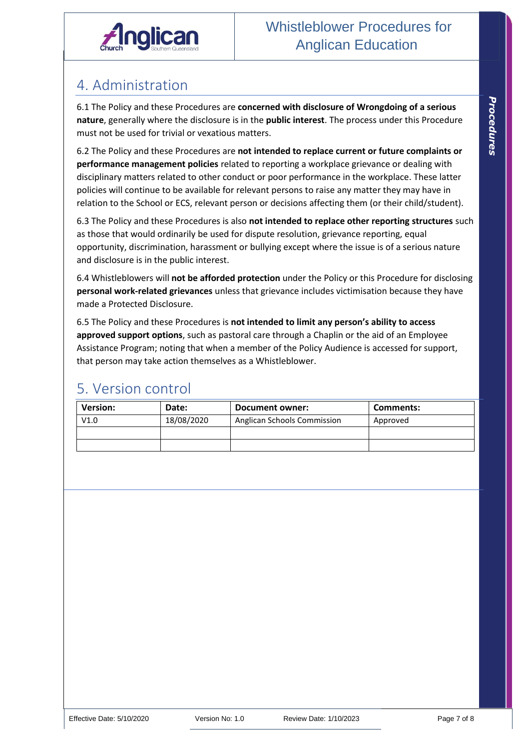## 4. Administration

6.1 The Policy and these Procedures are **concerned with disclosure of Wrongdoing of a serious nature**, generally where the disclosure is in the **public interest**. The process under this Procedure must not be used for trivial or vexatious matters.

6.2 The Policy and these Procedures are **not intended to replace current or future complaints or performance management policies** related to reporting a workplace grievance or dealing with disciplinary matters related to other conduct or poor performance in the workplace. These latter policies will continue to be available for relevant persons to raise any matter they may have in relation to the School or ECS, relevant person or decisions affecting them (or their child/student).

6.3 The Policy and these Procedures is also **not intended to replace other reporting structures** such as those that would ordinarily be used for dispute resolution, grievance reporting, equal opportunity, discrimination, harassment or bullying except where the issue is of a serious nature and disclosure is in the public interest.

6.4 Whistleblowers will **not be afforded protection** under the Policy or this Procedure for disclosing **personal work-related grievances** unless that grievance includes victimisation because they have made a Protected Disclosure.

6.5 The Policy and these Procedures is **not intended to limit any person's ability to access approved support options**, such as pastoral care through a Chaplin or the aid of an Employee Assistance Program; noting that when a member of the Policy Audience is accessed for support, that person may take action themselves as a Whistleblower.

## 5. Version control

| Version: | Date: | Document owner: | Comments: |
|---|---|---|---|
| V1.0 | 18/08/2020 | Anglican Schools Commission | Approved |
| | | | |
| | | | |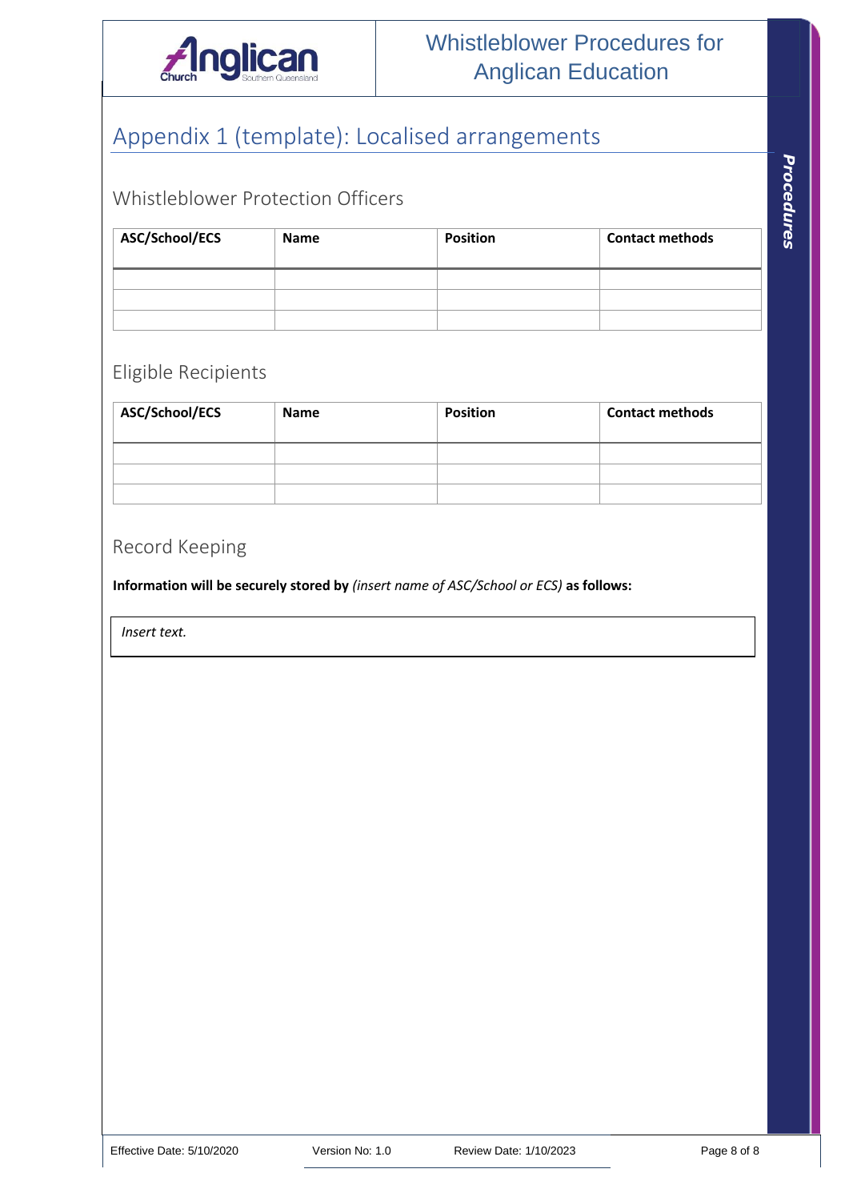# Appendix 1 (template): Localised arrangements

## Whistleblower Protection Officers

| ASC/School/ECS | Name | Position | Contact methods |
|---|---|---|---|
| | | | |
| | | | |
| | | | |

## Eligible Recipients

| ASC/School/ECS | Name | Position | Contact methods |
|---|---|---|---|
| | | | |
| | | | |
| | | | |

## Record Keeping

**Information will be securely stored by** *(insert name of ASC/School or ECS)* **as follows:**

*Insert text.*